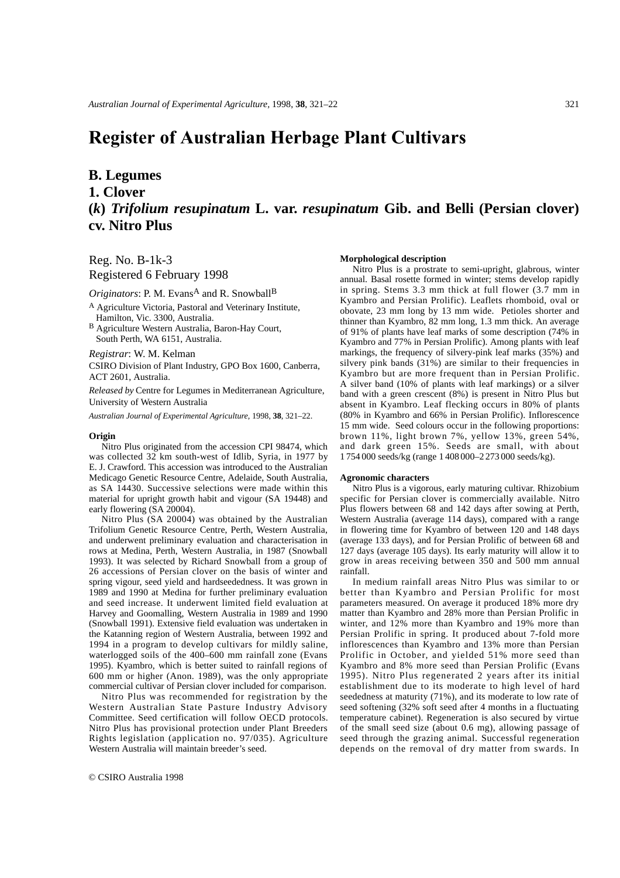# Register of Australian Herbage Plant Cultivars

## B. Legumes

## 1. Clover

## (*k*) *Trifolium resupinatum* L. var. *resupinatum* Gib. and Belli (Persian clover) cv. Nitro Plus

Reg. No. B-1k-3
Registered 6 February 1998

*Originators*: P. M. Evans[A] and R. Snowball[B]

[A] Agriculture Victoria, Pastoral and Veterinary Institute, Hamilton, Vic. 3300, Australia.
[B] Agriculture Western Australia, Baron-Hay Court, South Perth, WA 6151, Australia.

*Registrar*: W. M. Kelman

CSIRO Division of Plant Industry, GPO Box 1600, Canberra, ACT 2601, Australia.

*Released by* Centre for Legumes in Mediterranean Agriculture, University of Western Australia

*Australian Journal of Experimental Agriculture*, 1998, **38**, 321–22.

### Origin

Nitro Plus originated from the accession CPI 98474, which was collected 32 km south-west of Idlib, Syria, in 1977 by E. J. Crawford. This accession was introduced to the Australian Medicago Genetic Resource Centre, Adelaide, South Australia, as SA 14430. Successive selections were made within this material for upright growth habit and vigour (SA 19448) and early flowering (SA 20004).

Nitro Plus (SA 20004) was obtained by the Australian Trifolium Genetic Resource Centre, Perth, Western Australia, and underwent preliminary evaluation and characterisation in rows at Medina, Perth, Western Australia, in 1987 (Snowball 1993). It was selected by Richard Snowball from a group of 26 accessions of Persian clover on the basis of winter and spring vigour, seed yield and hardseededness. It was grown in 1989 and 1990 at Medina for further preliminary evaluation and seed increase. It underwent limited field evaluation at Harvey and Goomalling, Western Australia in 1989 and 1990 (Snowball 1991). Extensive field evaluation was undertaken in the Katanning region of Western Australia, between 1992 and 1994 in a program to develop cultivars for mildly saline, waterlogged soils of the 400–600 mm rainfall zone (Evans 1995). Kyambro, which is better suited to rainfall regions of 600 mm or higher (Anon. 1989), was the only appropriate commercial cultivar of Persian clover included for comparison.

Nitro Plus was recommended for registration by the Western Australian State Pasture Industry Advisory Committee. Seed certification will follow OECD protocols. Nitro Plus has provisional protection under Plant Breeders Rights legislation (application no. 97/035). Agriculture Western Australia will maintain breeder's seed.

### Morphological description

Nitro Plus is a prostrate to semi-upright, glabrous, winter annual. Basal rosette formed in winter; stems develop rapidly in spring. Stems 3.3 mm thick at full flower (3.7 mm in Kyambro and Persian Prolific). Leaflets rhomboid, oval or obovate, 23 mm long by 13 mm wide. Petioles shorter and thinner than Kyambro, 82 mm long, 1.3 mm thick. An average of 91% of plants have leaf marks of some description (74% in Kyambro and 77% in Persian Prolific). Among plants with leaf markings, the frequency of silvery-pink leaf marks (35%) and silvery pink bands (31%) are similar to their frequencies in Kyambro but are more frequent than in Persian Prolific. A silver band (10% of plants with leaf markings) or a silver band with a green crescent (8%) is present in Nitro Plus but absent in Kyambro. Leaf flecking occurs in 80% of plants (80% in Kyambro and 66% in Persian Prolific). Inflorescence 15 mm wide. Seed colours occur in the following proportions: brown 11%, light brown 7%, yellow 13%, green 54%, and dark green 15%. Seeds are small, with about 1 754 000 seeds/kg (range 1 408 000–2 273 000 seeds/kg).

### Agronomic characters

Nitro Plus is a vigorous, early maturing cultivar. Rhizobium specific for Persian clover is commercially available. Nitro Plus flowers between 68 and 142 days after sowing at Perth, Western Australia (average 114 days), compared with a range in flowering time for Kyambro of between 120 and 148 days (average 133 days), and for Persian Prolific of between 68 and 127 days (average 105 days). Its early maturity will allow it to grow in areas receiving between 350 and 500 mm annual rainfall.

In medium rainfall areas Nitro Plus was similar to or better than Kyambro and Persian Prolific for most parameters measured. On average it produced 18% more dry matter than Kyambro and 28% more than Persian Prolific in winter, and 12% more than Kyambro and 19% more than Persian Prolific in spring. It produced about 7-fold more inflorescences than Kyambro and 13% more than Persian Prolific in October, and yielded 51% more seed than Kyambro and 8% more seed than Persian Prolific (Evans 1995). Nitro Plus regenerated 2 years after its initial establishment due to its moderate to high level of hard seededness at maturity (71%), and its moderate to low rate of seed softening (32% soft seed after 4 months in a fluctuating temperature cabinet). Regeneration is also secured by virtue of the small seed size (about 0.6 mg), allowing passage of seed through the grazing animal. Successful regeneration depends on the removal of dry matter from swards. In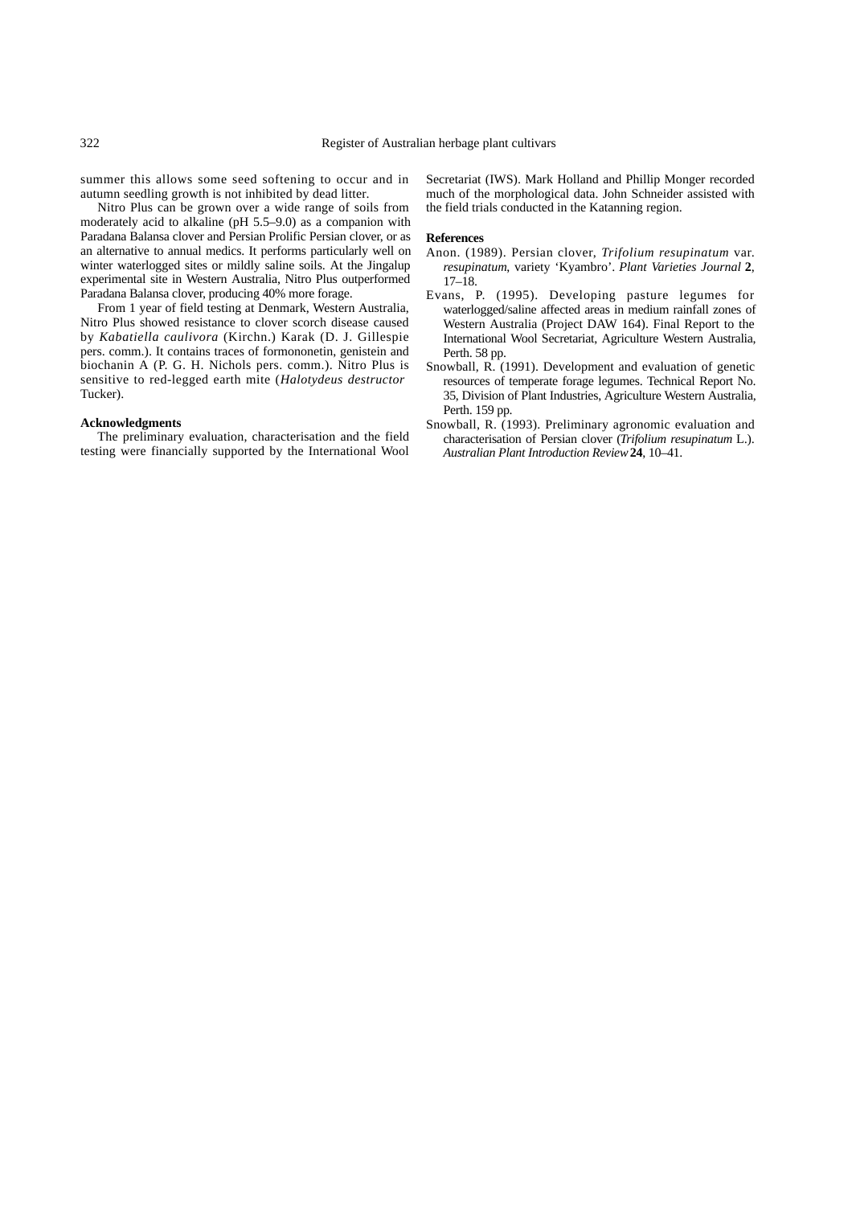summer this allows some seed softening to occur and in autumn seedling growth is not inhibited by dead litter.

Nitro Plus can be grown over a wide range of soils from moderately acid to alkaline (pH 5.5–9.0) as a companion with Paradana Balansa clover and Persian Prolific Persian clover, or as an alternative to annual medics. It performs particularly well on winter waterlogged sites or mildly saline soils. At the Jingalup experimental site in Western Australia, Nitro Plus outperformed Paradana Balansa clover, producing 40% more forage.

From 1 year of field testing at Denmark, Western Australia, Nitro Plus showed resistance to clover scorch disease caused by *Kabatiella caulivora* (Kirchn.) Karak (D. J. Gillespie pers. comm.). It contains traces of formononetin, genistein and biochanin A (P. G. H. Nichols pers. comm.). Nitro Plus is sensitive to red-legged earth mite (*Halotydeus destructor* Tucker).

#### Acknowledgments

The preliminary evaluation, characterisation and the field testing were financially supported by the International Wool Secretariat (IWS). Mark Holland and Phillip Monger recorded much of the morphological data. John Schneider assisted with the field trials conducted in the Katanning region.

#### References

Anon. (1989). Persian clover, *Trifolium resupinatum* var. *resupinatum*, variety 'Kyambro'. *Plant Varieties Journal* **2**, 17–18.

Evans, P. (1995). Developing pasture legumes for waterlogged/saline affected areas in medium rainfall zones of Western Australia (Project DAW 164). Final Report to the International Wool Secretariat, Agriculture Western Australia, Perth. 58 pp.

Snowball, R. (1991). Development and evaluation of genetic resources of temperate forage legumes. Technical Report No. 35, Division of Plant Industries, Agriculture Western Australia, Perth. 159 pp.

Snowball, R. (1993). Preliminary agronomic evaluation and characterisation of Persian clover (*Trifolium resupinatum* L.). *Australian Plant Introduction Review* **24**, 10–41.